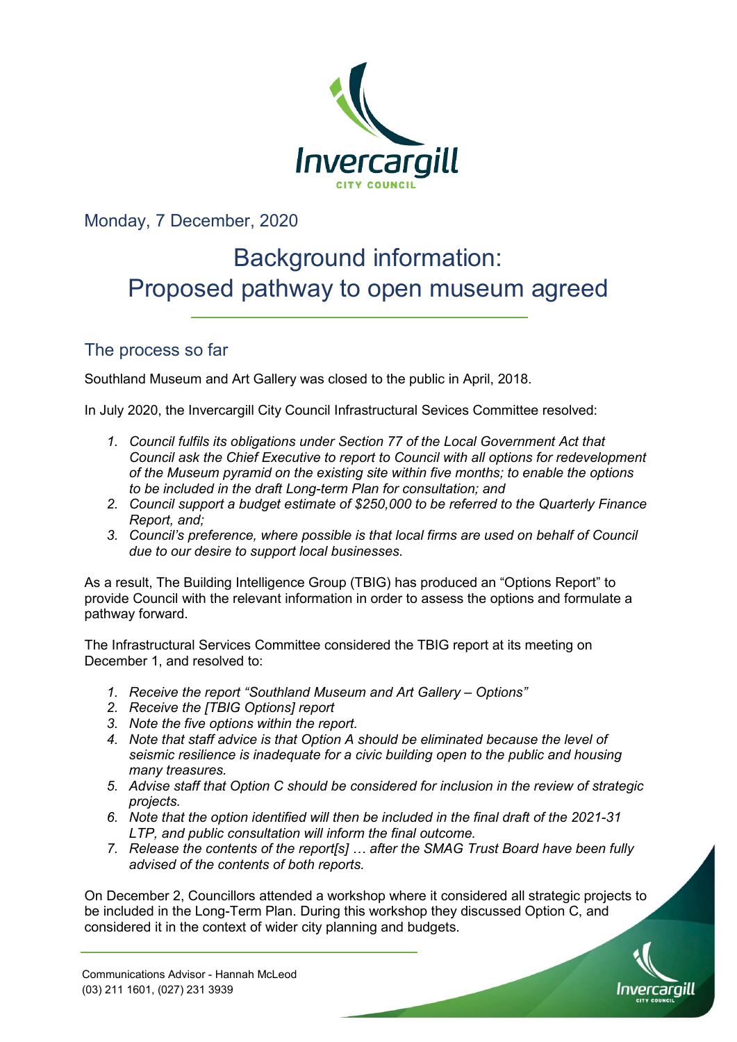Monday, 7 December, 2020

# Background information: Proposed pathway to open museum agreed

## The process so far

Southland Museum and Art Gallery was closed to the public in April, 2018.

In July 2020, the Invercargill City Council Infrastructural Sevices Committee resolved:

1. *Council fulfils its obligations under Section 77 of the Local Government Act that Council ask the Chief Executive to report to Council with all options for redevelopment of the Museum pyramid on the existing site within five months; to enable the options to be included in the draft Long-term Plan for consultation; and*
2. *Council support a budget estimate of $250,000 to be referred to the Quarterly Finance Report, and;*
3. *Council's preference, where possible is that local firms are used on behalf of Council due to our desire to support local businesses.*

As a result, The Building Intelligence Group (TBIG) has produced an "Options Report" to provide Council with the relevant information in order to assess the options and formulate a pathway forward.

The Infrastructural Services Committee considered the TBIG report at its meeting on December 1, and resolved to:

1. *Receive the report "Southland Museum and Art Gallery – Options"*
2. *Receive the [TBIG Options] report*
3. *Note the five options within the report.*
4. *Note that staff advice is that Option A should be eliminated because the level of seismic resilience is inadequate for a civic building open to the public and housing many treasures.*
5. *Advise staff that Option C should be considered for inclusion in the review of strategic projects.*
6. *Note that the option identified will then be included in the final draft of the 2021-31 LTP, and public consultation will inform the final outcome.*
7. *Release the contents of the report[s] … after the SMAG Trust Board have been fully advised of the contents of both reports.*

On December 2, Councillors attended a workshop where it considered all strategic projects to be included in the Long-Term Plan. During this workshop they discussed Option C, and considered it in the context of wider city planning and budgets.

Communications Advisor - Hannah McLeod
(03) 211 1601, (027) 231 3939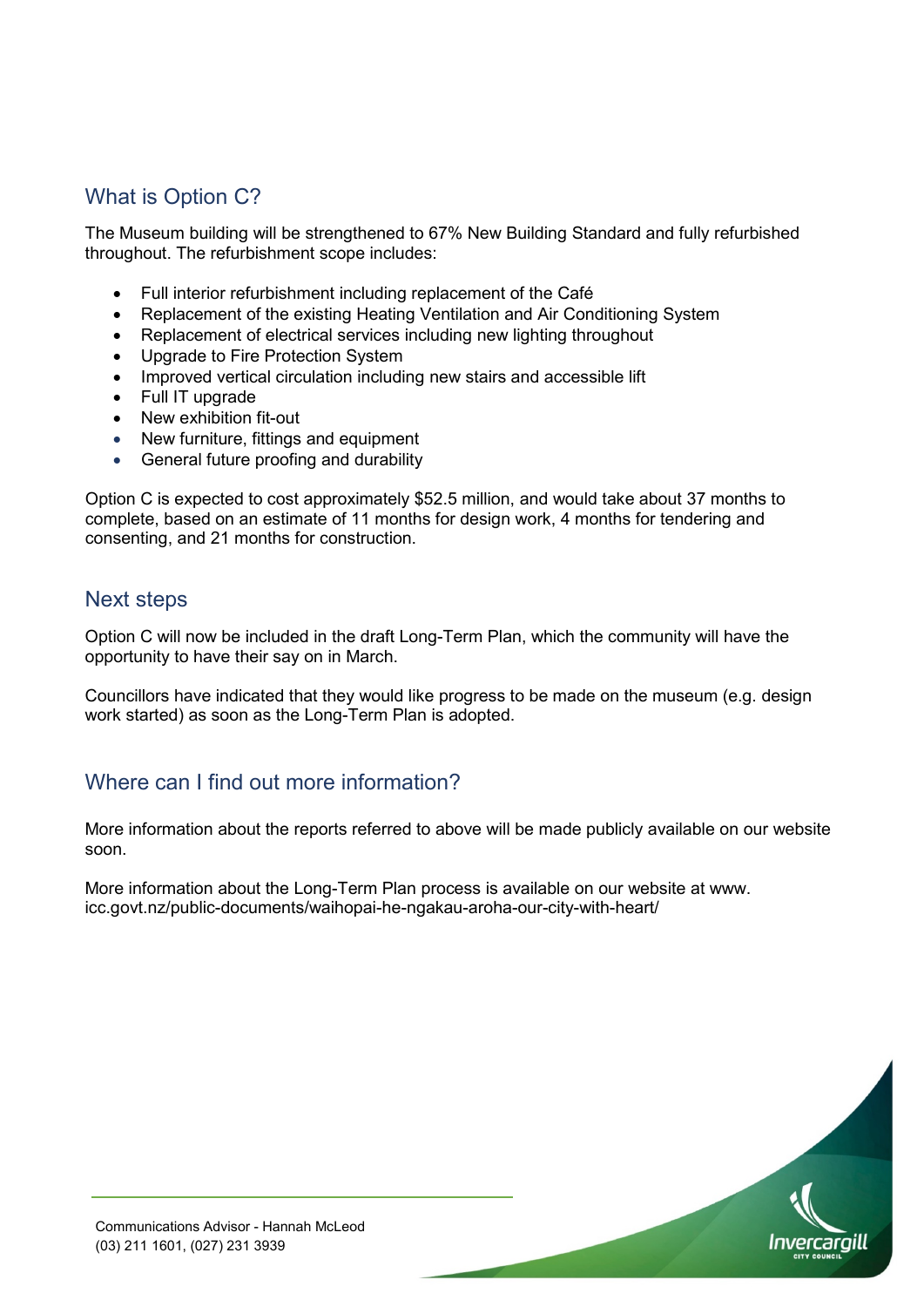## What is Option C?

The Museum building will be strengthened to 67% New Building Standard and fully refurbished throughout. The refurbishment scope includes:

- Full interior refurbishment including replacement of the Café
- Replacement of the existing Heating Ventilation and Air Conditioning System
- Replacement of electrical services including new lighting throughout
- Upgrade to Fire Protection System
- Improved vertical circulation including new stairs and accessible lift
- Full IT upgrade
- New exhibition fit-out
- New furniture, fittings and equipment
- General future proofing and durability

Option C is expected to cost approximately $52.5 million, and would take about 37 months to complete, based on an estimate of 11 months for design work, 4 months for tendering and consenting, and 21 months for construction.

## Next steps

Option C will now be included in the draft Long-Term Plan, which the community will have the opportunity to have their say on in March.

Councillors have indicated that they would like progress to be made on the museum (e.g. design work started) as soon as the Long-Term Plan is adopted.

## Where can I find out more information?

More information about the reports referred to above will be made publicly available on our website soon.

More information about the Long-Term Plan process is available on our website at www. icc.govt.nz/public-documents/waihopai-he-ngakau-aroha-our-city-with-heart/

Communications Advisor - Hannah McLeod
(03) 211 1601, (027) 231 3939